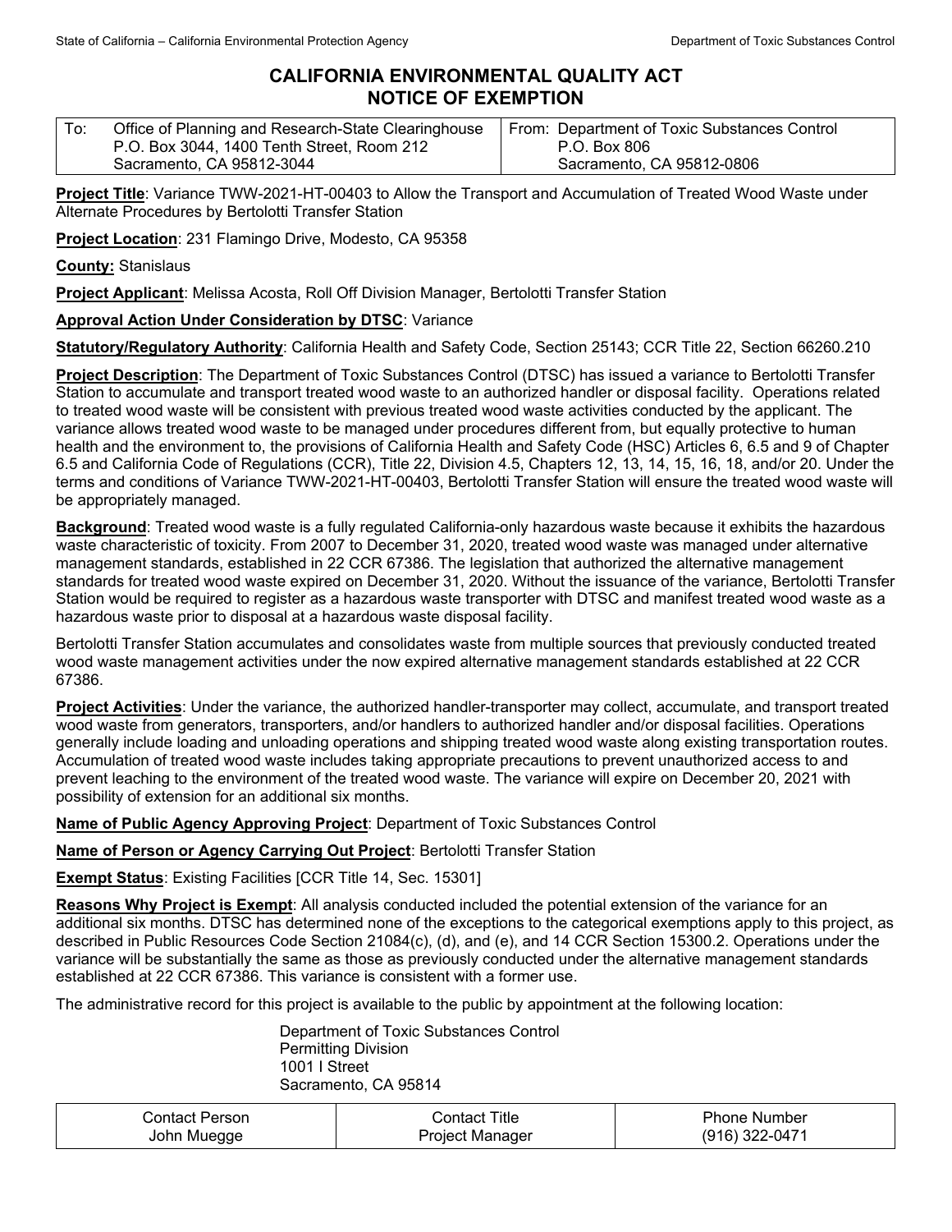State of California – California Environmental Protection Agency | Department of Toxic Substances Control

# CALIFORNIA ENVIRONMENTAL QUALITY ACT
# NOTICE OF EXEMPTION

| To: Office of Planning and Research-State Clearinghouse<br>P.O. Box 3044, 1400 Tenth Street, Room 212<br>Sacramento, CA 95812-3044 | From: Department of Toxic Substances Control<br>P.O. Box 806<br>Sacramento, CA 95812-0806 |
|---|---|

**Project Title**: Variance TWW-2021-HT-00403 to Allow the Transport and Accumulation of Treated Wood Waste under Alternate Procedures by Bertolotti Transfer Station

**Project Location**: 231 Flamingo Drive, Modesto, CA 95358

**County:** Stanislaus

**Project Applicant**: Melissa Acosta, Roll Off Division Manager, Bertolotti Transfer Station

**Approval Action Under Consideration by DTSC**: Variance

**Statutory/Regulatory Authority**: California Health and Safety Code, Section 25143; CCR Title 22, Section 66260.210

**Project Description**: The Department of Toxic Substances Control (DTSC) has issued a variance to Bertolotti Transfer Station to accumulate and transport treated wood waste to an authorized handler or disposal facility. Operations related to treated wood waste will be consistent with previous treated wood waste activities conducted by the applicant. The variance allows treated wood waste to be managed under procedures different from, but equally protective to human health and the environment to, the provisions of California Health and Safety Code (HSC) Articles 6, 6.5 and 9 of Chapter 6.5 and California Code of Regulations (CCR), Title 22, Division 4.5, Chapters 12, 13, 14, 15, 16, 18, and/or 20. Under the terms and conditions of Variance TWW-2021-HT-00403, Bertolotti Transfer Station will ensure the treated wood waste will be appropriately managed.

**Background**: Treated wood waste is a fully regulated California-only hazardous waste because it exhibits the hazardous waste characteristic of toxicity. From 2007 to December 31, 2020, treated wood waste was managed under alternative management standards, established in 22 CCR 67386. The legislation that authorized the alternative management standards for treated wood waste expired on December 31, 2020. Without the issuance of the variance, Bertolotti Transfer Station would be required to register as a hazardous waste transporter with DTSC and manifest treated wood waste as a hazardous waste prior to disposal at a hazardous waste disposal facility.

Bertolotti Transfer Station accumulates and consolidates waste from multiple sources that previously conducted treated wood waste management activities under the now expired alternative management standards established at 22 CCR 67386.

**Project Activities**: Under the variance, the authorized handler-transporter may collect, accumulate, and transport treated wood waste from generators, transporters, and/or handlers to authorized handler and/or disposal facilities. Operations generally include loading and unloading operations and shipping treated wood waste along existing transportation routes. Accumulation of treated wood waste includes taking appropriate precautions to prevent unauthorized access to and prevent leaching to the environment of the treated wood waste. The variance will expire on December 20, 2021 with possibility of extension for an additional six months.

**Name of Public Agency Approving Project**: Department of Toxic Substances Control

**Name of Person or Agency Carrying Out Project**: Bertolotti Transfer Station

**Exempt Status**: Existing Facilities [CCR Title 14, Sec. 15301]

**Reasons Why Project is Exempt**: All analysis conducted included the potential extension of the variance for an additional six months. DTSC has determined none of the exceptions to the categorical exemptions apply to this project, as described in Public Resources Code Section 21084(c), (d), and (e), and 14 CCR Section 15300.2. Operations under the variance will be substantially the same as those as previously conducted under the alternative management standards established at 22 CCR 67386. This variance is consistent with a former use.

The administrative record for this project is available to the public by appointment at the following location:

Department of Toxic Substances Control
Permitting Division
1001 I Street
Sacramento, CA 95814

| Contact Person | Contact Title | Phone Number |
|---|---|---|
| John Muegge | Project Manager | (916) 322-0471 |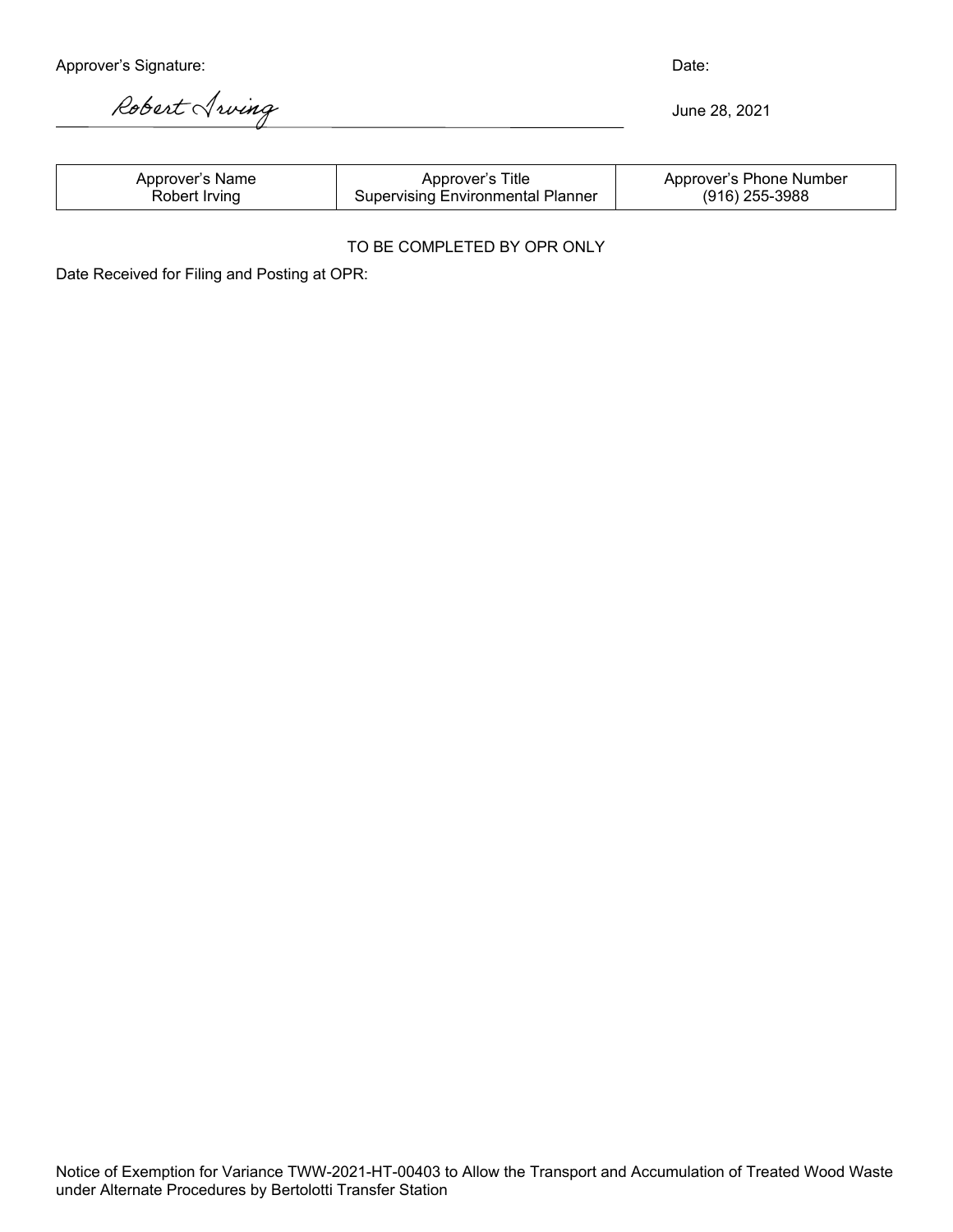Approver's Signature: Date:

Robert Irving June 28, 2021

| Approver's Name | Approver's Title | Approver's Phone Number |
| --- | --- | --- |
| Robert Irving | Supervising Environmental Planner | (916) 255-3988 |

TO BE COMPLETED BY OPR ONLY

Date Received for Filing and Posting at OPR: